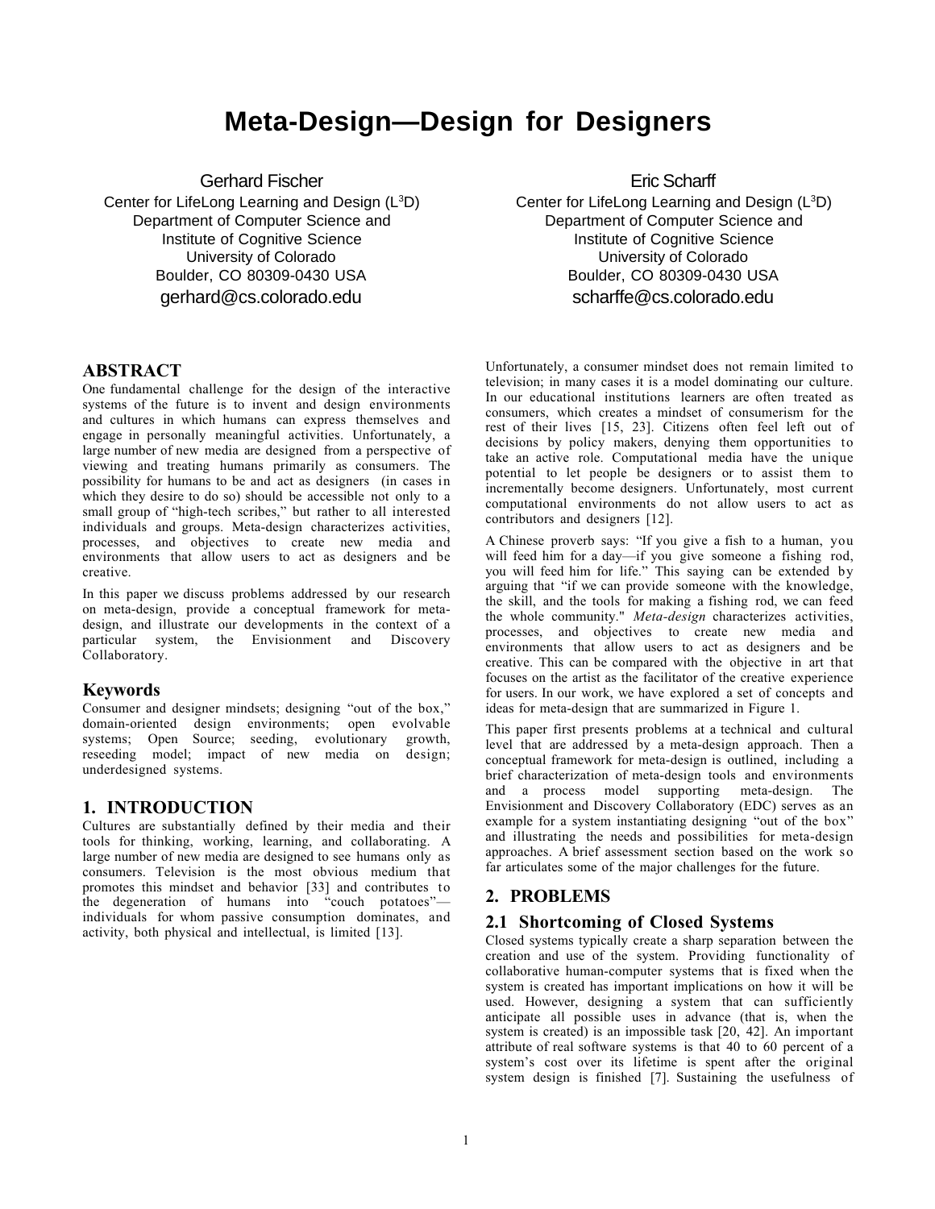# Meta-Design—Design for Designers

Gerhard Fischer
Center for LifeLong Learning and Design ($L^3D$)
Department of Computer Science and
Institute of Cognitive Science
University of Colorado
Boulder, CO 80309-0430 USA
gerhard@cs.colorado.edu

Eric Scharff
Center for LifeLong Learning and Design ($L^3D$)
Department of Computer Science and
Institute of Cognitive Science
University of Colorado
Boulder, CO 80309-0430 USA
scharffe@cs.colorado.edu

## ABSTRACT

One fundamental challenge for the design of the interactive systems of the future is to invent and design environments and cultures in which humans can express themselves and engage in personally meaningful activities. Unfortunately, a large number of new media are designed from a perspective of viewing and treating humans primarily as consumers. The possibility for humans to be and act as designers (in cases in which they desire to do so) should be accessible not only to a small group of "high-tech scribes," but rather to all interested individuals and groups. Meta-design characterizes activities, processes, and objectives to create new media and environments that allow users to act as designers and be creative.

In this paper we discuss problems addressed by our research on meta-design, provide a conceptual framework for meta-design, and illustrate our developments in the context of a particular system, the Envisionment and Discovery Collaboratory.

### Keywords

Consumer and designer mindsets; designing "out of the box," domain-oriented design environments; open evolvable systems; Open Source; seeding, evolutionary growth, reseeding model; impact of new media on design; underdesigned systems.

## 1. INTRODUCTION

Cultures are substantially defined by their media and their tools for thinking, working, learning, and collaborating. A large number of new media are designed to see humans only as consumers. Television is the most obvious medium that promotes this mindset and behavior [33] and contributes to the degeneration of humans into "couch potatoes"—individuals for whom passive consumption dominates, and activity, both physical and intellectual, is limited [13].

Unfortunately, a consumer mindset does not remain limited to television; in many cases it is a model dominating our culture. In our educational institutions learners are often treated as consumers, which creates a mindset of consumerism for the rest of their lives [15, 23]. Citizens often feel left out of decisions by policy makers, denying them opportunities to take an active role. Computational media have the unique potential to let people be designers or to assist them to incrementally become designers. Unfortunately, most current computational environments do not allow users to act as contributors and designers [12].

A Chinese proverb says: "If you give a fish to a human, you will feed him for a day—if you give someone a fishing rod, you will feed him for life." This saying can be extended by arguing that "if we can provide someone with the knowledge, the skill, and the tools for making a fishing rod, we can feed the whole community." *Meta-design* characterizes activities, processes, and objectives to create new media and environments that allow users to act as designers and be creative. This can be compared with the objective in art that focuses on the artist as the facilitator of the creative experience for users. In our work, we have explored a set of concepts and ideas for meta-design that are summarized in Figure 1.

This paper first presents problems at a technical and cultural level that are addressed by a meta-design approach. Then a conceptual framework for meta-design is outlined, including a brief characterization of meta-design tools and environments and a process model supporting meta-design. The Envisionment and Discovery Collaboratory (EDC) serves as an example for a system instantiating designing "out of the box" and illustrating the needs and possibilities for meta-design approaches. A brief assessment section based on the work so far articulates some of the major challenges for the future.

## 2. PROBLEMS

### 2.1 Shortcoming of Closed Systems

Closed systems typically create a sharp separation between the creation and use of the system. Providing functionality of collaborative human-computer systems that is fixed when the system is created has important implications on how it will be used. However, designing a system that can sufficiently anticipate all possible uses in advance (that is, when the system is created) is an impossible task [20, 42]. An important attribute of real software systems is that 40 to 60 percent of a system's cost over its lifetime is spent after the original system design is finished [7]. Sustaining the usefulness of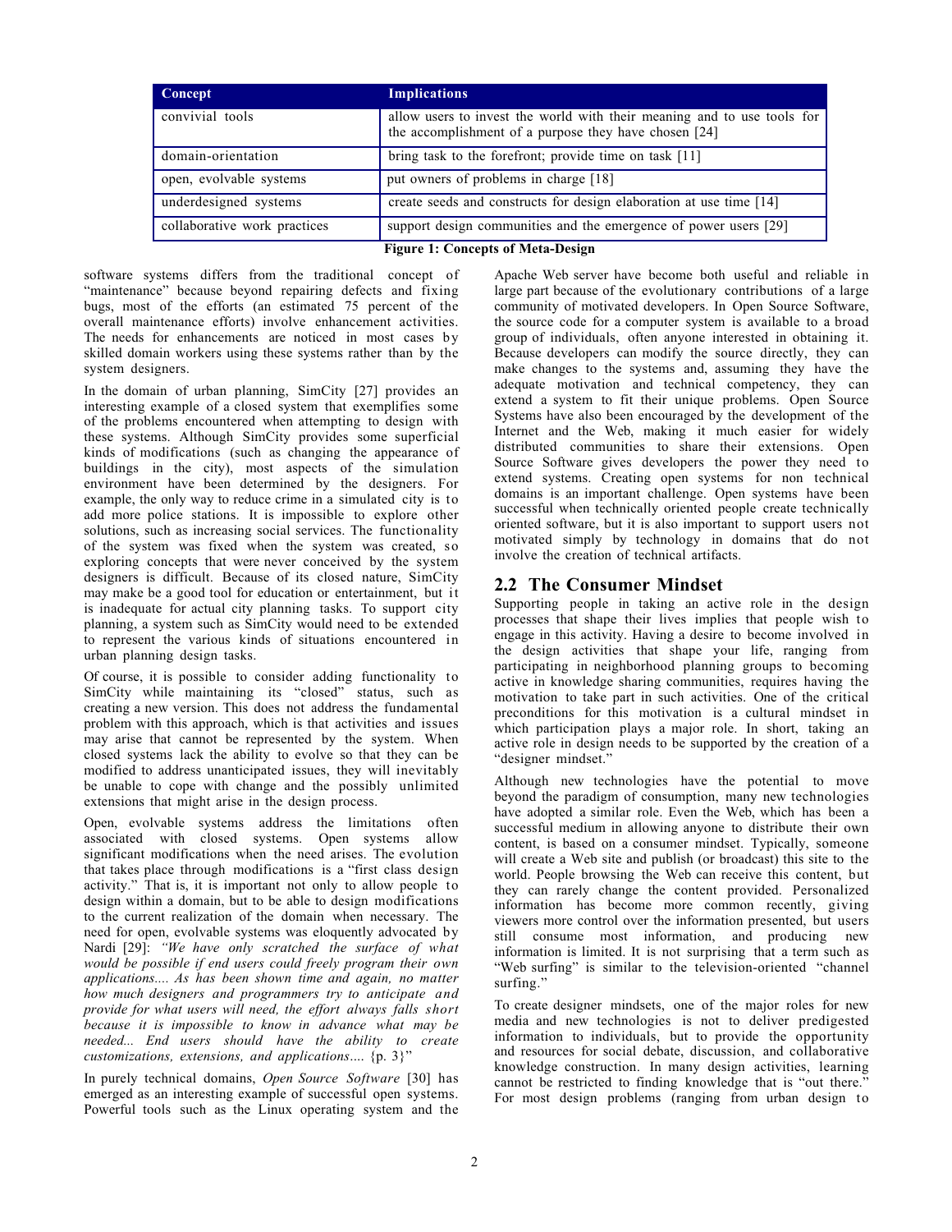| Concept | Implications |
|---|---|
| convivial tools | allow users to invest the world with their meaning and to use tools for the accomplishment of a purpose they have chosen [24] |
| domain-orientation | bring task to the forefront; provide time on task [11] |
| open, evolvable systems | put owners of problems in charge [18] |
| underdesigned systems | create seeds and constructs for design elaboration at use time [14] |
| collaborative work practices | support design communities and the emergence of power users [29] |

**Figure 1: Concepts of Meta-Design**

software systems differs from the traditional concept of "maintenance" because beyond repairing defects and fixing bugs, most of the efforts (an estimated 75 percent of the overall maintenance efforts) involve enhancement activities. The needs for enhancements are noticed in most cases by skilled domain workers using these systems rather than by the system designers.

In the domain of urban planning, SimCity [27] provides an interesting example of a closed system that exemplifies some of the problems encountered when attempting to design with these systems. Although SimCity provides some superficial kinds of modifications (such as changing the appearance of buildings in the city), most aspects of the simulation environment have been determined by the designers. For example, the only way to reduce crime in a simulated city is to add more police stations. It is impossible to explore other solutions, such as increasing social services. The functionality of the system was fixed when the system was created, so exploring concepts that were never conceived by the system designers is difficult. Because of its closed nature, SimCity may make be a good tool for education or entertainment, but it is inadequate for actual city planning tasks. To support city planning, a system such as SimCity would need to be extended to represent the various kinds of situations encountered in urban planning design tasks.

Of course, it is possible to consider adding functionality to SimCity while maintaining its "closed" status, such as creating a new version. This does not address the fundamental problem with this approach, which is that activities and issues may arise that cannot be represented by the system. When closed systems lack the ability to evolve so that they can be modified to address unanticipated issues, they will inevitably be unable to cope with change and the possibly unlimited extensions that might arise in the design process.

Open, evolvable systems address the limitations often associated with closed systems. Open systems allow significant modifications when the need arises. The evolution that takes place through modifications is a "first class design activity." That is, it is important not only to allow people to design within a domain, but to be able to design modifications to the current realization of the domain when necessary. The need for open, evolvable systems was eloquently advocated by Nardi [29]: *"We have only scratched the surface of what would be possible if end users could freely program their own applications.... As has been shown time and again, no matter how much designers and programmers try to anticipate and provide for what users will need, the effort always falls short because it is impossible to know in advance what may be needed... End users should have the ability to create customizations, extensions, and applications....* {p. 3}"

In purely technical domains, *Open Source Software* [30] has emerged as an interesting example of successful open systems. Powerful tools such as the Linux operating system and the Apache Web server have become both useful and reliable in large part because of the evolutionary contributions of a large community of motivated developers. In Open Source Software, the source code for a computer system is available to a broad group of individuals, often anyone interested in obtaining it. Because developers can modify the source directly, they can make changes to the systems and, assuming they have the adequate motivation and technical competency, they can extend a system to fit their unique problems. Open Source Systems have also been encouraged by the development of the Internet and the Web, making it much easier for widely distributed communities to share their extensions. Open Source Software gives developers the power they need to extend systems. Creating open systems for non technical domains is an important challenge. Open systems have been successful when technically oriented people create technically oriented software, but it is also important to support users not motivated simply by technology in domains that do not involve the creation of technical artifacts.

## 2.2 The Consumer Mindset

Supporting people in taking an active role in the design processes that shape their lives implies that people wish to engage in this activity. Having a desire to become involved in the design activities that shape your life, ranging from participating in neighborhood planning groups to becoming active in knowledge sharing communities, requires having the motivation to take part in such activities. One of the critical preconditions for this motivation is a cultural mindset in which participation plays a major role. In short, taking an active role in design needs to be supported by the creation of a "designer mindset."

Although new technologies have the potential to move beyond the paradigm of consumption, many new technologies have adopted a similar role. Even the Web, which has been a successful medium in allowing anyone to distribute their own content, is based on a consumer mindset. Typically, someone will create a Web site and publish (or broadcast) this site to the world. People browsing the Web can receive this content, but they can rarely change the content provided. Personalized information has become more common recently, giving viewers more control over the information presented, but users still consume most information, and producing new information is limited. It is not surprising that a term such as "Web surfing" is similar to the television-oriented "channel surfing."

To create designer mindsets, one of the major roles for new media and new technologies is not to deliver predigested information to individuals, but to provide the opportunity and resources for social debate, discussion, and collaborative knowledge construction. In many design activities, learning cannot be restricted to finding knowledge that is "out there." For most design problems (ranging from urban design to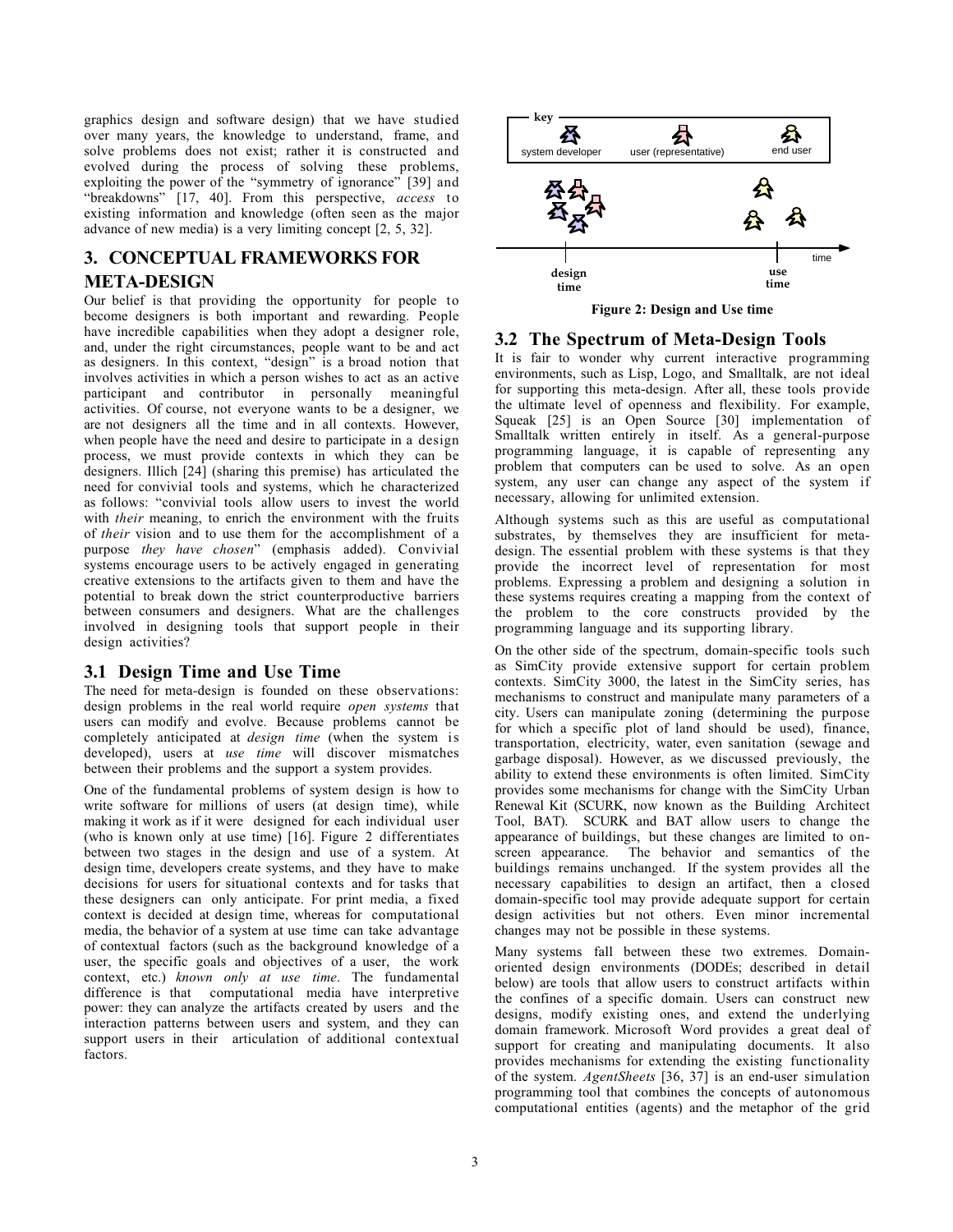graphics design and software design) that we have studied over many years, the knowledge to understand, frame, and solve problems does not exist; rather it is constructed and evolved during the process of solving these problems, exploiting the power of the "symmetry of ignorance" [39] and "breakdowns" [17, 40]. From this perspective, *access* to existing information and knowledge (often seen as the major advance of new media) is a very limiting concept [2, 5, 32].

## 3. CONCEPTUAL FRAMEWORKS FOR META-DESIGN

Our belief is that providing the opportunity for people to become designers is both important and rewarding. People have incredible capabilities when they adopt a designer role, and, under the right circumstances, people want to be and act as designers. In this context, "design" is a broad notion that involves activities in which a person wishes to act as an active participant and contributor in personally meaningful activities. Of course, not everyone wants to be a designer, we are not designers all the time and in all contexts. However, when people have the need and desire to participate in a design process, we must provide contexts in which they can be designers. Illich [24] (sharing this premise) has articulated the need for convivial tools and systems, which he characterized as follows: "convivial tools allow users to invest the world with *their* meaning, to enrich the environment with the fruits of *their* vision and to use them for the accomplishment of a purpose *they have chosen*" (emphasis added). Convivial systems encourage users to be actively engaged in generating creative extensions to the artifacts given to them and have the potential to break down the strict counterproductive barriers between consumers and designers. What are the challenges involved in designing tools that support people in their design activities?

### 3.1 Design Time and Use Time

The need for meta-design is founded on these observations: design problems in the real world require *open systems* that users can modify and evolve. Because problems cannot be completely anticipated at *design time* (when the system is developed), users at *use time* will discover mismatches between their problems and the support a system provides.

One of the fundamental problems of system design is how to write software for millions of users (at design time), while making it work as if it were designed for each individual user (who is known only at use time) [16]. Figure 2 differentiates between two stages in the design and use of a system. At design time, developers create systems, and they have to make decisions for users for situational contexts and for tasks that these designers can only anticipate. For print media, a fixed context is decided at design time, whereas for computational media, the behavior of a system at use time can take advantage of contextual factors (such as the background knowledge of a user, the specific goals and objectives of a user, the work context, etc.) *known only at use time*. The fundamental difference is that computational media have interpretive power: they can analyze the artifacts created by users and the interaction patterns between users and system, and they can support users in their articulation of additional contextual factors.

**Figure 2: Design and Use time**

### 3.2 The Spectrum of Meta-Design Tools

It is fair to wonder why current interactive programming environments, such as Lisp, Logo, and Smalltalk, are not ideal for supporting this meta-design. After all, these tools provide the ultimate level of openness and flexibility. For example, Squeak [25] is an Open Source [30] implementation of Smalltalk written entirely in itself. As a general-purpose programming language, it is capable of representing any problem that computers can be used to solve. As an open system, any user can change any aspect of the system if necessary, allowing for unlimited extension.

Although systems such as this are useful as computational substrates, by themselves they are insufficient for meta-design. The essential problem with these systems is that they provide the incorrect level of representation for most problems. Expressing a problem and designing a solution in these systems requires creating a mapping from the context of the problem to the core constructs provided by the programming language and its supporting library.

On the other side of the spectrum, domain-specific tools such as SimCity provide extensive support for certain problem contexts. SimCity 3000, the latest in the SimCity series, has mechanisms to construct and manipulate many parameters of a city. Users can manipulate zoning (determining the purpose for which a specific plot of land should be used), finance, transportation, electricity, water, even sanitation (sewage and garbage disposal). However, as we discussed previously, the ability to extend these environments is often limited. SimCity provides some mechanisms for change with the SimCity Urban Renewal Kit (SCURK, now known as the Building Architect Tool, BAT). SCURK and BAT allow users to change the appearance of buildings, but these changes are limited to on-screen appearance. The behavior and semantics of the buildings remains unchanged. If the system provides all the necessary capabilities to design an artifact, then a closed domain-specific tool may provide adequate support for certain design activities but not others. Even minor incremental changes may not be possible in these systems.

Many systems fall between these two extremes. Domain-oriented design environments (DODEs; described in detail below) are tools that allow users to construct artifacts within the confines of a specific domain. Users can construct new designs, modify existing ones, and extend the underlying domain framework. Microsoft Word provides a great deal of support for creating and manipulating documents. It also provides mechanisms for extending the existing functionality of the system. *AgentSheets* [36, 37] is an end-user simulation programming tool that combines the concepts of autonomous computational entities (agents) and the metaphor of the grid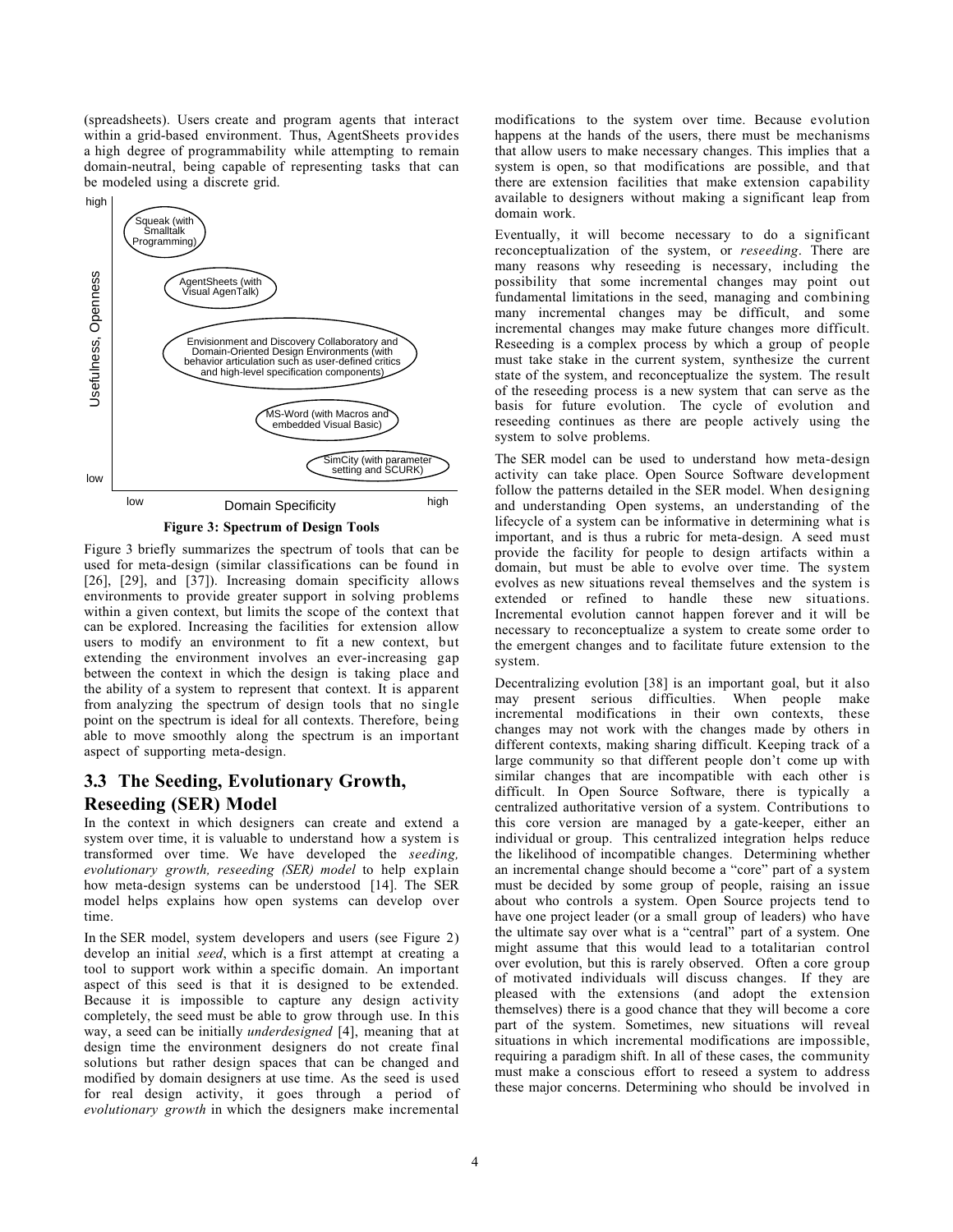(spreadsheets). Users create and program agents that interact within a grid-based environment. Thus, AgentSheets provides a high degree of programmability while attempting to remain domain-neutral, being capable of representing tasks that can be modeled using a discrete grid.

high

Squeak (with Smalltalk Programming)

AgentSheets (with Visual AgenTalk)

Envisionment and Discovery Collaboratory and Domain-Oriented Design Environments (with behavior articulation such as user-defined critics and high-level specification components)

MS-Word (with Macros and embedded Visual Basic)

SimCity (with parameter setting and SCURK)

low

Usefulness, Openness

low

Domain Specificity

high

**Figure 3: Spectrum of Design Tools**

Figure 3 briefly summarizes the spectrum of tools that can be used for meta-design (similar classifications can be found in [26], [29], and [37]). Increasing domain specificity allows environments to provide greater support in solving problems within a given context, but limits the scope of the context that can be explored. Increasing the facilities for extension allow users to modify an environment to fit a new context, but extending the environment involves an ever-increasing gap between the context in which the design is taking place and the ability of a system to represent that context. It is apparent from analyzing the spectrum of design tools that no single point on the spectrum is ideal for all contexts. Therefore, being able to move smoothly along the spectrum is an important aspect of supporting meta-design.

### 3.3 The Seeding, Evolutionary Growth, Reseeding (SER) Model

In the context in which designers can create and extend a system over time, it is valuable to understand how a system is transformed over time. We have developed the *seeding, evolutionary growth, reseeding (SER) model* to help explain how meta-design systems can be understood [14]. The SER model helps explains how open systems can develop over time.

In the SER model, system developers and users (see Figure 2) develop an initial *seed*, which is a first attempt at creating a tool to support work within a specific domain. An important aspect of this seed is that it is designed to be extended. Because it is impossible to capture any design activity completely, the seed must be able to grow through use. In this way, a seed can be initially *underdesigned* [4], meaning that at design time the environment designers do not create final solutions but rather design spaces that can be changed and modified by domain designers at use time. As the seed is used for real design activity, it goes through a period of *evolutionary growth* in which the designers make incremental modifications to the system over time. Because evolution happens at the hands of the users, there must be mechanisms that allow users to make necessary changes. This implies that a system is open, so that modifications are possible, and that there are extension facilities that make extension capability available to designers without making a significant leap from domain work.

Eventually, it will become necessary to do a significant reconceptualization of the system, or *reseeding*. There are many reasons why reseeding is necessary, including the possibility that some incremental changes may point out fundamental limitations in the seed, managing and combining many incremental changes may be difficult, and some incremental changes may make future changes more difficult. Reseeding is a complex process by which a group of people must take stake in the current system, synthesize the current state of the system, and reconceptualize the system. The result of the reseeding process is a new system that can serve as the basis for future evolution. The cycle of evolution and reseeding continues as there are people actively using the system to solve problems.

The SER model can be used to understand how meta-design activity can take place. Open Source Software development follow the patterns detailed in the SER model. When designing and understanding Open systems, an understanding of the lifecycle of a system can be informative in determining what is important, and is thus a rubric for meta-design. A seed must provide the facility for people to design artifacts within a domain, but must be able to evolve over time. The system evolves as new situations reveal themselves and the system is extended or refined to handle these new situations. Incremental evolution cannot happen forever and it will be necessary to reconceptualize a system to create some order to the emergent changes and to facilitate future extension to the system.

Decentralizing evolution [38] is an important goal, but it also may present serious difficulties. When people make incremental modifications in their own contexts, these changes may not work with the changes made by others in different contexts, making sharing difficult. Keeping track of a large community so that different people don't come up with similar changes that are incompatible with each other is difficult. In Open Source Software, there is typically a centralized authoritative version of a system. Contributions to this core version are managed by a gate-keeper, either an individual or group. This centralized integration helps reduce the likelihood of incompatible changes. Determining whether an incremental change should become a "core" part of a system must be decided by some group of people, raising an issue about who controls a system. Open Source projects tend to have one project leader (or a small group of leaders) who have the ultimate say over what is a "central" part of a system. One might assume that this would lead to a totalitarian control over evolution, but this is rarely observed. Often a core group of motivated individuals will discuss changes. If they are pleased with the extensions (and adopt the extension themselves) there is a good chance that they will become a core part of the system. Sometimes, new situations will reveal situations in which incremental modifications are impossible, requiring a paradigm shift. In all of these cases, the community must make a conscious effort to reseed a system to address these major concerns. Determining who should be involved in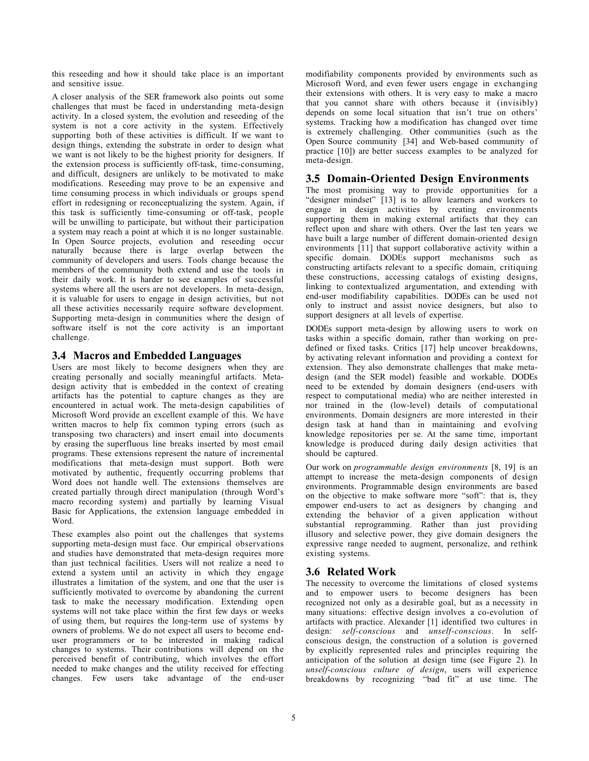this reseeding and how it should take place is an important and sensitive issue.

A closer analysis of the SER framework also points out some challenges that must be faced in understanding meta-design activity. In a closed system, the evolution and reseeding of the system is not a core activity in the system. Effectively supporting both of these activities is difficult. If we want to design things, extending the substrate in order to design what we want is not likely to be the highest priority for designers. If the extension process is sufficiently off-task, time-consuming, and difficult, designers are unlikely to be motivated to make modifications. Reseeding may prove to be an expensive and time consuming process in which individuals or groups spend effort in redesigning or reconceptualizing the system. Again, if this task is sufficiently time-consuming or off-task, people will be unwilling to participate, but without their participation a system may reach a point at which it is no longer sustainable. In Open Source projects, evolution and reseeding occur naturally because there is large overlap between the community of developers and users. Tools change because the members of the community both extend and use the tools in their daily work. It is harder to see examples of successful systems where all the users are not developers. In meta-design, it is valuable for users to engage in design activities, but not all these activities necessarily require software development. Supporting meta-design in communities where the design of software itself is not the core activity is an important challenge.

## 3.4 Macros and Embedded Languages

Users are most likely to become designers when they are creating personally and socially meaningful artifacts. Meta-design activity that is embedded in the context of creating artifacts has the potential to capture changes as they are encountered in actual work. The meta-design capabilities of Microsoft Word provide an excellent example of this. We have written macros to help fix common typing errors (such as transposing two characters) and insert email into documents by erasing the superfluous line breaks inserted by most email programs. These extensions represent the nature of incremental modifications that meta-design must support. Both were motivated by authentic, frequently occurring problems that Word does not handle well. The extensions themselves are created partially through direct manipulation (through Word's macro recording system) and partially by learning Visual Basic for Applications, the extension language embedded in Word.

These examples also point out the challenges that systems supporting meta-design must face. Our empirical observations and studies have demonstrated that meta-design requires more than just technical facilities. Users will not realize a need to extend a system until an activity in which they engage illustrates a limitation of the system, and one that the user is sufficiently motivated to overcome by abandoning the current task to make the necessary modification. Extending open systems will not take place within the first few days or weeks of using them, but requires the long-term use of systems by owners of problems. We do not expect all users to become end-user programmers or to be interested in making radical changes to systems. Their contributions will depend on the perceived benefit of contributing, which involves the effort needed to make changes and the utility received for effecting changes. Few users take advantage of the end-user modifiability components provided by environments such as Microsoft Word, and even fewer users engage in exchanging their extensions with others. It is very easy to make a macro that you cannot share with others because it (invisibly) depends on some local situation that isn't true on others' systems. Tracking how a modification has changed over time is extremely challenging. Other communities (such as the Open Source community [34] and Web-based community of practice [10]) are better success examples to be analyzed for meta-design.

## 3.5 Domain-Oriented Design Environments

The most promising way to provide opportunities for a "designer mindset" [13] is to allow learners and workers to engage in design activities by creating environments supporting them in making external artifacts that they can reflect upon and share with others. Over the last ten years we have built a large number of different domain-oriented design environments [11] that support collaborative activity within a specific domain. DODEs support mechanisms such as constructing artifacts relevant to a specific domain, critiquing these constructions, accessing catalogs of existing designs, linking to contextualized argumentation, and extending with end-user modifiability capabilities. DODEs can be used not only to instruct and assist novice designers, but also to support designers at all levels of expertise.

DODEs support meta-design by allowing users to work on tasks within a specific domain, rather than working on pre-defined or fixed tasks. Critics [17] help uncover breakdowns, by activating relevant information and providing a context for extension. They also demonstrate challenges that make meta-design (and the SER model) feasible and workable. DODEs need to be extended by domain designers (end-users with respect to computational media) who are neither interested in nor trained in the (low-level) details of computational environments. Domain designers are more interested in their design task at hand than in maintaining and evolving knowledge repositories per se. At the same time, important knowledge is produced during daily design activities that should be captured.

Our work on *programmable design environments* [8, 19] is an attempt to increase the meta-design components of design environments. Programmable design environments are based on the objective to make software more "soft": that is, they empower end-users to act as designers by changing and extending the behavior of a given application without substantial reprogramming. Rather than just providing illusory and selective power, they give domain designers the expressive range needed to augment, personalize, and rethink existing systems.

## 3.6 Related Work

The necessity to overcome the limitations of closed systems and to empower users to become designers has been recognized not only as a desirable goal, but as a necessity in many situations: effective design involves a co-evolution of artifacts with practice. Alexander [1] identified two cultures in design: *self-conscious* and *unself-conscious*. In self-conscious design, the construction of a solution is governed by explicitly represented rules and principles requiring the anticipation of the solution at design time (see Figure 2). In *unself-conscious culture of design*, users will experience breakdowns by recognizing "bad fit" at use time. The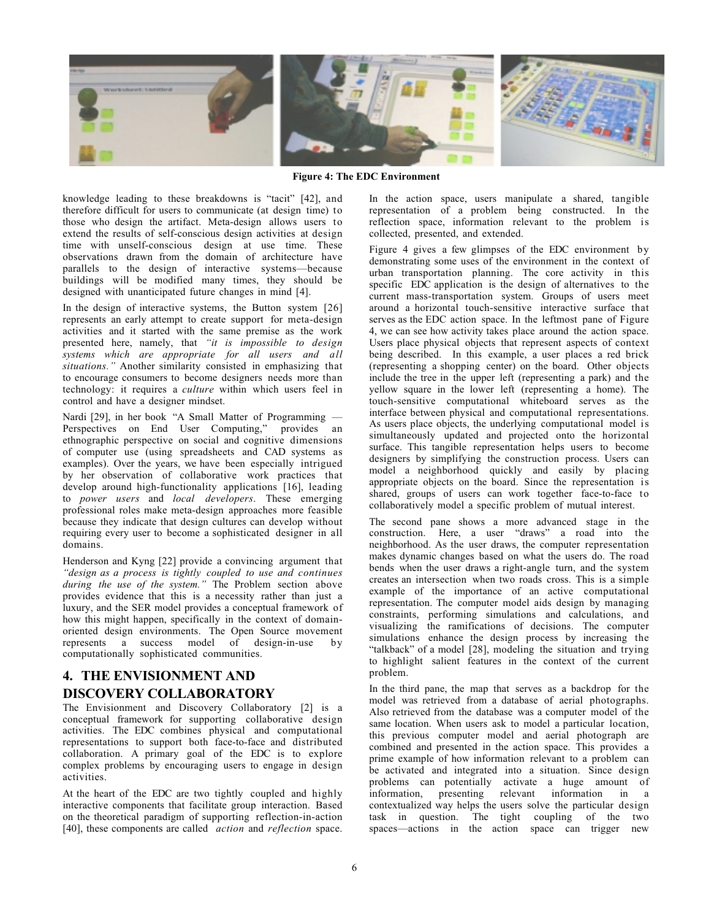Figure 4: The EDC Environment

knowledge leading to these breakdowns is "tacit" [42], and therefore difficult for users to communicate (at design time) to those who design the artifact. Meta-design allows users to extend the results of self-conscious design activities at design time with unself-conscious design at use time. These observations drawn from the domain of architecture have parallels to the design of interactive systems—because buildings will be modified many times, they should be designed with unanticipated future changes in mind [4].

In the design of interactive systems, the Button system [26] represents an early attempt to create support for meta-design activities and it started with the same premise as the work presented here, namely, that *"it is impossible to design systems which are appropriate for all users and all situations."* Another similarity consisted in emphasizing that to encourage consumers to become designers needs more than technology: it requires a *culture* within which users feel in control and have a designer mindset.

Nardi [29], in her book "A Small Matter of Programming — Perspectives on End User Computing," provides an ethnographic perspective on social and cognitive dimensions of computer use (using spreadsheets and CAD systems as examples). Over the years, we have been especially intrigued by her observation of collaborative work practices that develop around high-functionality applications [16], leading to *power users* and *local developers*. These emerging professional roles make meta-design approaches more feasible because they indicate that design cultures can develop without requiring every user to become a sophisticated designer in all domains.

Henderson and Kyng [22] provide a convincing argument that *"design as a process is tightly coupled to use and continues during the use of the system."* The Problem section above provides evidence that this is a necessity rather than just a luxury, and the SER model provides a conceptual framework of how this might happen, specifically in the context of domain-oriented design environments. The Open Source movement represents a success model of design-in-use by computationally sophisticated communities.

## 4. THE ENVISIONMENT AND DISCOVERY COLLABORATORY

The Envisionment and Discovery Collaboratory [2] is a conceptual framework for supporting collaborative design activities. The EDC combines physical and computational representations to support both face-to-face and distributed collaboration. A primary goal of the EDC is to explore complex problems by encouraging users to engage in design activities.

At the heart of the EDC are two tightly coupled and highly interactive components that facilitate group interaction. Based on the theoretical paradigm of supporting reflection-in-action [40], these components are called *action* and *reflection* space. In the action space, users manipulate a shared, tangible representation of a problem being constructed. In the reflection space, information relevant to the problem is collected, presented, and extended.

Figure 4 gives a few glimpses of the EDC environment by demonstrating some uses of the environment in the context of urban transportation planning. The core activity in this specific EDC application is the design of alternatives to the current mass-transportation system. Groups of users meet around a horizontal touch-sensitive interactive surface that serves as the EDC action space. In the leftmost pane of Figure 4, we can see how activity takes place around the action space. Users place physical objects that represent aspects of context being described. In this example, a user places a red brick (representing a shopping center) on the board. Other objects include the tree in the upper left (representing a park) and the yellow square in the lower left (representing a home). The touch-sensitive computational whiteboard serves as the interface between physical and computational representations. As users place objects, the underlying computational model is simultaneously updated and projected onto the horizontal surface. This tangible representation helps users to become designers by simplifying the construction process. Users can model a neighborhood quickly and easily by placing appropriate objects on the board. Since the representation is shared, groups of users can work together face-to-face to collaboratively model a specific problem of mutual interest.

The second pane shows a more advanced stage in the construction. Here, a user "draws" a road into the neighborhood. As the user draws, the computer representation makes dynamic changes based on what the users do. The road bends when the user draws a right-angle turn, and the system creates an intersection when two roads cross. This is a simple example of the importance of an active computational representation. The computer model aids design by managing constraints, performing simulations and calculations, and visualizing the ramifications of decisions. The computer simulations enhance the design process by increasing the "talkback" of a model [28], modeling the situation and trying to highlight salient features in the context of the current problem.

In the third pane, the map that serves as a backdrop for the model was retrieved from a database of aerial photographs. Also retrieved from the database was a computer model of the same location. When users ask to model a particular location, this previous computer model and aerial photograph are combined and presented in the action space. This provides a prime example of how information relevant to a problem can be activated and integrated into a situation. Since design problems can potentially activate a huge amount of information, presenting relevant information in a contextualized way helps the users solve the particular design task in question. The tight coupling of the two spaces—actions in the action space can trigger new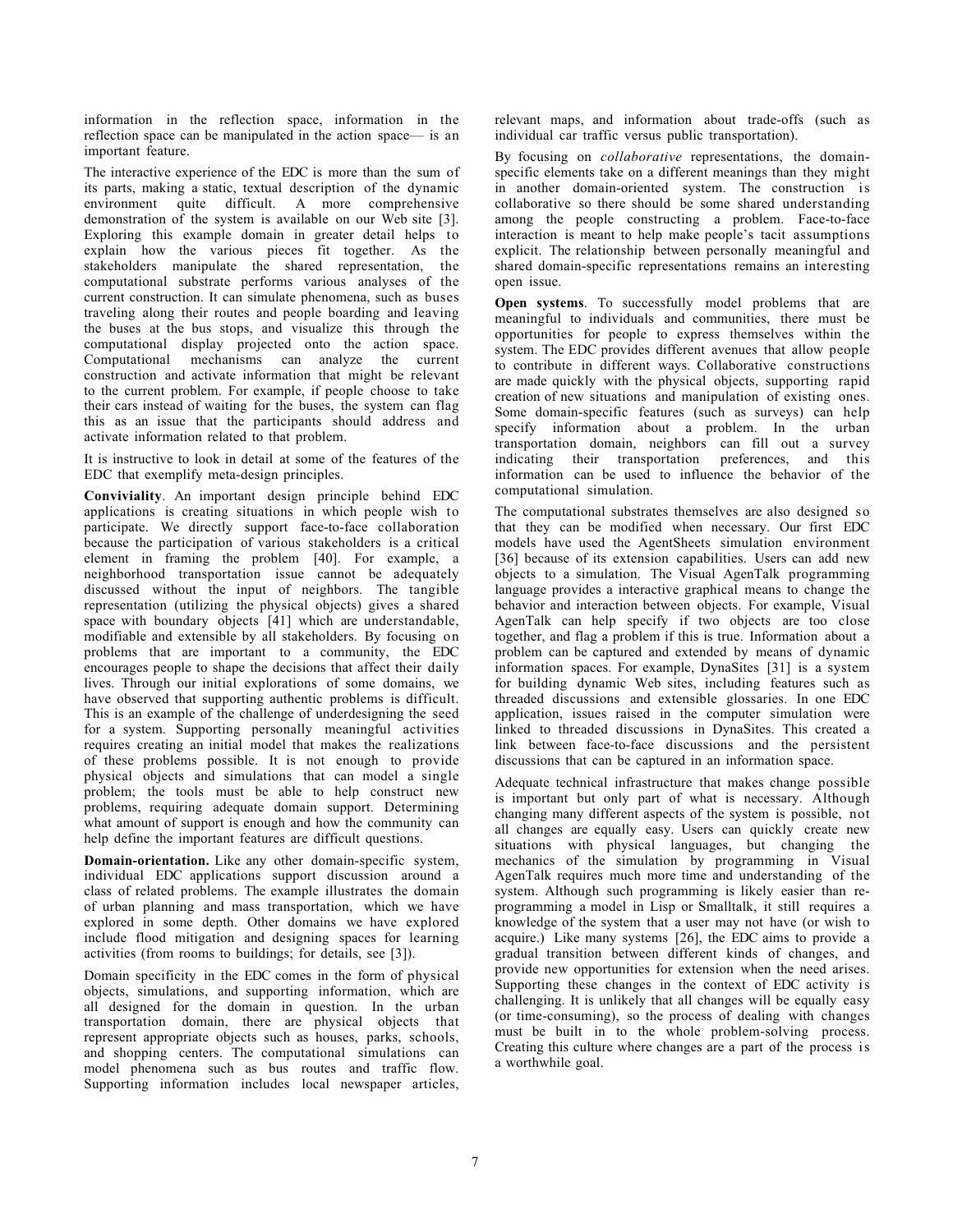information in the reflection space, information in the reflection space can be manipulated in the action space— is an important feature.

The interactive experience of the EDC is more than the sum of its parts, making a static, textual description of the dynamic environment quite difficult. A more comprehensive demonstration of the system is available on our Web site [3]. Exploring this example domain in greater detail helps to explain how the various pieces fit together. As the stakeholders manipulate the shared representation, the computational substrate performs various analyses of the current construction. It can simulate phenomena, such as buses traveling along their routes and people boarding and leaving the buses at the bus stops, and visualize this through the computational display projected onto the action space. Computational mechanisms can analyze the current construction and activate information that might be relevant to the current problem. For example, if people choose to take their cars instead of waiting for the buses, the system can flag this as an issue that the participants should address and activate information related to that problem.

It is instructive to look in detail at some of the features of the EDC that exemplify meta-design principles.

**Conviviality**. An important design principle behind EDC applications is creating situations in which people wish to participate. We directly support face-to-face collaboration because the participation of various stakeholders is a critical element in framing the problem [40]. For example, a neighborhood transportation issue cannot be adequately discussed without the input of neighbors. The tangible representation (utilizing the physical objects) gives a shared space with boundary objects [41] which are understandable, modifiable and extensible by all stakeholders. By focusing on problems that are important to a community, the EDC encourages people to shape the decisions that affect their daily lives. Through our initial explorations of some domains, we have observed that supporting authentic problems is difficult. This is an example of the challenge of underdesigning the seed for a system. Supporting personally meaningful activities requires creating an initial model that makes the realizations of these problems possible. It is not enough to provide physical objects and simulations that can model a single problem; the tools must be able to help construct new problems, requiring adequate domain support. Determining what amount of support is enough and how the community can help define the important features are difficult questions.

**Domain-orientation.** Like any other domain-specific system, individual EDC applications support discussion around a class of related problems. The example illustrates the domain of urban planning and mass transportation, which we have explored in some depth. Other domains we have explored include flood mitigation and designing spaces for learning activities (from rooms to buildings; for details, see [3]).

Domain specificity in the EDC comes in the form of physical objects, simulations, and supporting information, which are all designed for the domain in question. In the urban transportation domain, there are physical objects that represent appropriate objects such as houses, parks, schools, and shopping centers. The computational simulations can model phenomena such as bus routes and traffic flow. Supporting information includes local newspaper articles, relevant maps, and information about trade-offs (such as individual car traffic versus public transportation).

By focusing on *collaborative* representations, the domain-specific elements take on a different meanings than they might in another domain-oriented system. The construction is collaborative so there should be some shared understanding among the people constructing a problem. Face-to-face interaction is meant to help make people's tacit assumptions explicit. The relationship between personally meaningful and shared domain-specific representations remains an interesting open issue.

**Open systems**. To successfully model problems that are meaningful to individuals and communities, there must be opportunities for people to express themselves within the system. The EDC provides different avenues that allow people to contribute in different ways. Collaborative constructions are made quickly with the physical objects, supporting rapid creation of new situations and manipulation of existing ones. Some domain-specific features (such as surveys) can help specify information about a problem. In the urban transportation domain, neighbors can fill out a survey indicating their transportation preferences, and this information can be used to influence the behavior of the computational simulation.

The computational substrates themselves are also designed so that they can be modified when necessary. Our first EDC models have used the AgentSheets simulation environment [36] because of its extension capabilities. Users can add new objects to a simulation. The Visual AgenTalk programming language provides a interactive graphical means to change the behavior and interaction between objects. For example, Visual AgenTalk can help specify if two objects are too close together, and flag a problem if this is true. Information about a problem can be captured and extended by means of dynamic information spaces. For example, DynaSites [31] is a system for building dynamic Web sites, including features such as threaded discussions and extensible glossaries. In one EDC application, issues raised in the computer simulation were linked to threaded discussions in DynaSites. This created a link between face-to-face discussions and the persistent discussions that can be captured in an information space.

Adequate technical infrastructure that makes change possible is important but only part of what is necessary. Although changing many different aspects of the system is possible, not all changes are equally easy. Users can quickly create new situations with physical languages, but changing the mechanics of the simulation by programming in Visual AgenTalk requires much more time and understanding of the system. Although such programming is likely easier than re-programming a model in Lisp or Smalltalk, it still requires a knowledge of the system that a user may not have (or wish to acquire.) Like many systems [26], the EDC aims to provide a gradual transition between different kinds of changes, and provide new opportunities for extension when the need arises. Supporting these changes in the context of EDC activity is challenging. It is unlikely that all changes will be equally easy (or time-consuming), so the process of dealing with changes must be built in to the whole problem-solving process. Creating this culture where changes are a part of the process is a worthwhile goal.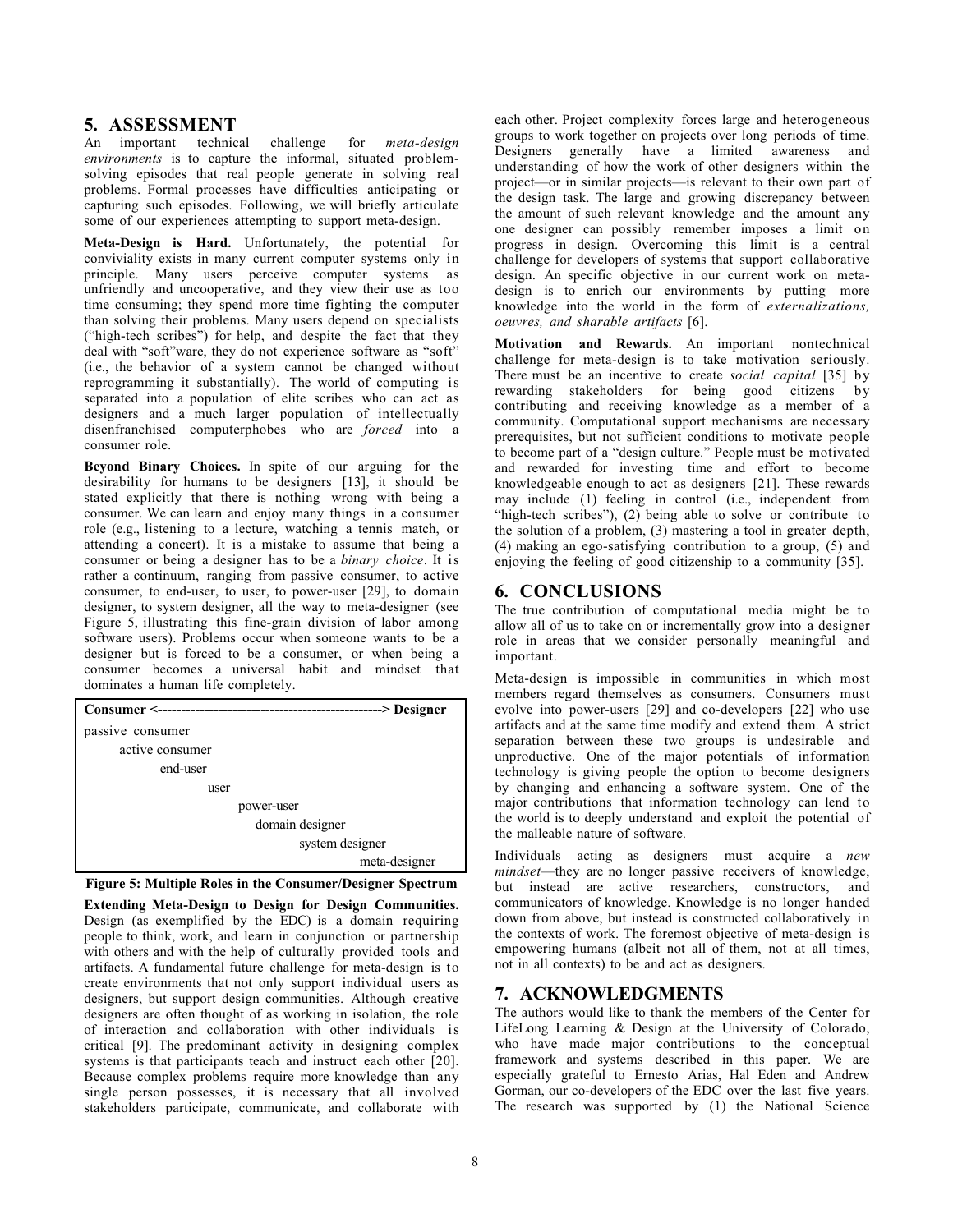## 5. ASSESSMENT

An important technical challenge for *meta-design environments* is to capture the informal, situated problem-solving episodes that real people generate in solving real problems. Formal processes have difficulties anticipating or capturing such episodes. Following, we will briefly articulate some of our experiences attempting to support meta-design.

**Meta-Design is Hard.** Unfortunately, the potential for conviviality exists in many current computer systems only in principle. Many users perceive computer systems as unfriendly and uncooperative, and they view their use as too time consuming; they spend more time fighting the computer than solving their problems. Many users depend on specialists ("high-tech scribes") for help, and despite the fact that they deal with "soft"ware, they do not experience software as "soft" (i.e., the behavior of a system cannot be changed without reprogramming it substantially). The world of computing is separated into a population of elite scribes who can act as designers and a much larger population of intellectually disenfranchised computerphobes who are *forced* into a consumer role.

**Beyond Binary Choices.** In spite of our arguing for the desirability for humans to be designers [13], it should be stated explicitly that there is nothing wrong with being a consumer. We can learn and enjoy many things in a consumer role (e.g., listening to a lecture, watching a tennis match, or attending a concert). It is a mistake to assume that being a consumer or being a designer has to be a *binary choice*. It is rather a continuum, ranging from passive consumer, to active consumer, to end-user, to user, to power-user [29], to domain designer, to system designer, all the way to meta-designer (see Figure 5, illustrating this fine-grain division of labor among software users). Problems occur when someone wants to be a designer but is forced to be a consumer, or when being a consumer becomes a universal habit and mindset that dominates a human life completely.

**Consumer <-----------------------------------------------> Designer**

passive consumer
active consumer
end-user
user
power-user
domain designer
system designer
meta-designer

**Figure 5: Multiple Roles in the Consumer/Designer Spectrum**

**Extending Meta-Design to Design for Design Communities.** Design (as exemplified by the EDC) is a domain requiring people to think, work, and learn in conjunction or partnership with others and with the help of culturally provided tools and artifacts. A fundamental future challenge for meta-design is to create environments that not only support individual users as designers, but support design communities. Although creative designers are often thought of as working in isolation, the role of interaction and collaboration with other individuals is critical [9]. The predominant activity in designing complex systems is that participants teach and instruct each other [20]. Because complex problems require more knowledge than any single person possesses, it is necessary that all involved stakeholders participate, communicate, and collaborate with each other. Project complexity forces large and heterogeneous groups to work together on projects over long periods of time. Designers generally have a limited awareness and understanding of how the work of other designers within the project—or in similar projects—is relevant to their own part of the design task. The large and growing discrepancy between the amount of such relevant knowledge and the amount any one designer can possibly remember imposes a limit on progress in design. Overcoming this limit is a central challenge for developers of systems that support collaborative design. An specific objective in our current work on meta-design is to enrich our environments by putting more knowledge into the world in the form of *externalizations, oeuvres, and sharable artifacts* [6].

**Motivation and Rewards.** An important nontechnical challenge for meta-design is to take motivation seriously. There must be an incentive to create *social capital* [35] by rewarding stakeholders for being good citizens by contributing and receiving knowledge as a member of a community. Computational support mechanisms are necessary prerequisites, but not sufficient conditions to motivate people to become part of a "design culture." People must be motivated and rewarded for investing time and effort to become knowledgeable enough to act as designers [21]. These rewards may include (1) feeling in control (i.e., independent from "high-tech scribes"), (2) being able to solve or contribute to the solution of a problem, (3) mastering a tool in greater depth, (4) making an ego-satisfying contribution to a group, (5) and enjoying the feeling of good citizenship to a community [35].

## 6. CONCLUSIONS

The true contribution of computational media might be to allow all of us to take on or incrementally grow into a designer role in areas that we consider personally meaningful and important.

Meta-design is impossible in communities in which most members regard themselves as consumers. Consumers must evolve into power-users [29] and co-developers [22] who use artifacts and at the same time modify and extend them. A strict separation between these two groups is undesirable and unproductive. One of the major potentials of information technology is giving people the option to become designers by changing and enhancing a software system. One of the major contributions that information technology can lend to the world is to deeply understand and exploit the potential of the malleable nature of software.

Individuals acting as designers must acquire a *new mindset*—they are no longer passive receivers of knowledge, but instead are active researchers, constructors, and communicators of knowledge. Knowledge is no longer handed down from above, but instead is constructed collaboratively in the contexts of work. The foremost objective of meta-design is empowering humans (albeit not all of them, not at all times, not in all contexts) to be and act as designers.

## 7. ACKNOWLEDGMENTS

The authors would like to thank the members of the Center for LifeLong Learning & Design at the University of Colorado, who have made major contributions to the conceptual framework and systems described in this paper. We are especially grateful to Ernesto Arias, Hal Eden and Andrew Gorman, our co-developers of the EDC over the last five years. The research was supported by (1) the National Science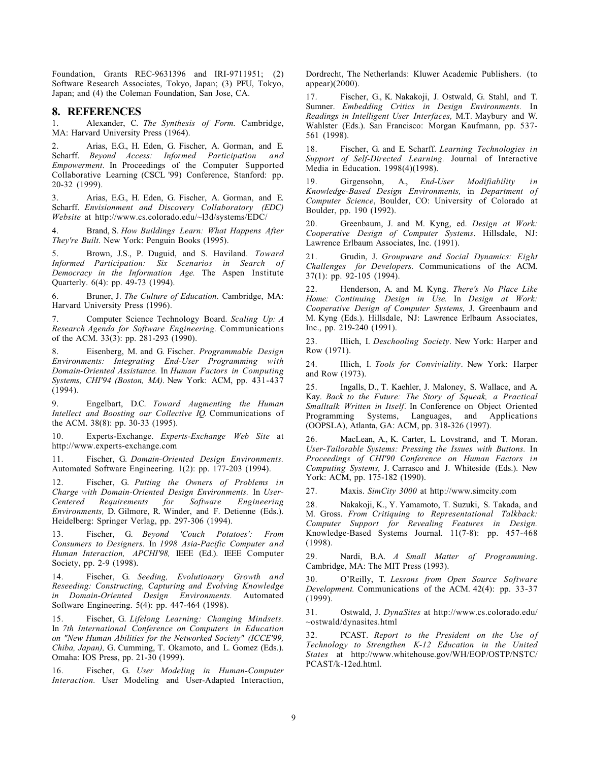Foundation, Grants REC-9631396 and IRI-9711951; (2) Software Research Associates, Tokyo, Japan; (3) PFU, Tokyo, Japan; and (4) the Coleman Foundation, San Jose, CA.

## 8. REFERENCES

1. Alexander, C. *The Synthesis of Form*. Cambridge, MA: Harvard University Press (1964).

2. Arias, E.G., H. Eden, G. Fischer, A. Gorman, and E. Scharff. *Beyond Access: Informed Participation and Empowerment*. In Proceedings of the Computer Supported Collaborative Learning (CSCL '99) Conference, Stanford: pp. 20-32 (1999).

3. Arias, E.G., H. Eden, G. Fischer, A. Gorman, and E. Scharff. *Envisionment and Discovery Collaboratory (EDC) Website* at http://www.cs.colorado.edu/~l3d/systems/EDC/

4. Brand, S. *How Buildings Learn: What Happens After They're Built*. New York: Penguin Books (1995).

5. Brown, J.S., P. Duguid, and S. Haviland. *Toward Informed Participation: Six Scenarios in Search of Democracy in the Information Age.* The Aspen Institute Quarterly. 6(4): pp. 49-73 (1994).

6. Bruner, J. *The Culture of Education*. Cambridge, MA: Harvard University Press (1996).

7. Computer Science Technology Board. *Scaling Up: A Research Agenda for Software Engineering.* Communications of the ACM. 33(3): pp. 281-293 (1990).

8. Eisenberg, M. and G. Fischer. *Programmable Design Environments: Integrating End-User Programming with Domain-Oriented Assistance.* In *Human Factors in Computing Systems, CHI'94 (Boston, MA)*. New York: ACM, pp. 431-437 (1994).

9. Engelbart, D.C. *Toward Augmenting the Human Intellect and Boosting our Collective IQ.* Communications of the ACM. 38(8): pp. 30-33 (1995).

10. Experts-Exchange. *Experts-Exchange Web Site* at http://www.experts-exchange.com

11. Fischer, G. *Domain-Oriented Design Environments.* Automated Software Engineering. 1(2): pp. 177-203 (1994).

12. Fischer, G. *Putting the Owners of Problems in Charge with Domain-Oriented Design Environments.* In *User-Centered Requirements for Software Engineering Environments,* D. Gilmore, R. Winder, and F. Detienne (Eds.). Heidelberg: Springer Verlag, pp. 297-306 (1994).

13. Fischer, G. *Beyond 'Couch Potatoes': From Consumers to Designers.* In *1998 Asia-Pacific Computer and Human Interaction, APCHI'98,* IEEE (Ed.). IEEE Computer Society, pp. 2-9 (1998).

14. Fischer, G. *Seeding, Evolutionary Growth and Reseeding: Constructing, Capturing and Evolving Knowledge in Domain-Oriented Design Environments.* Automated Software Engineering. 5(4): pp. 447-464 (1998).

15. Fischer, G. *Lifelong Learning: Changing Mindsets.* In *7th International Conference on Computers in Education on "New Human Abilities for the Networked Society" (ICCE'99, Chiba, Japan),* G. Cumming, T. Okamoto, and L. Gomez (Eds.). Omaha: IOS Press, pp. 21-30 (1999).

16. Fischer, G. *User Modeling in Human-Computer Interaction.* User Modeling and User-Adapted Interaction, Dordrecht, The Netherlands: Kluwer Academic Publishers. (to appear)(2000).

17. Fischer, G., K. Nakakoji, J. Ostwald, G. Stahl, and T. Sumner. *Embedding Critics in Design Environments.* In *Readings in Intelligent User Interfaces,* M.T. Maybury and W. Wahlster (Eds.). San Francisco: Morgan Kaufmann, pp. 537-561 (1998).

18. Fischer, G. and E. Scharff. *Learning Technologies in Support of Self-Directed Learning.* Journal of Interactive Media in Education. 1998(4)(1998).

19. Girgensohn, A., *End-User Modifiability in Knowledge-Based Design Environments,* in *Department of Computer Science*, Boulder, CO: University of Colorado at Boulder, pp. 190 (1992).

20. Greenbaum, J. and M. Kyng, ed. *Design at Work: Cooperative Design of Computer Systems*. Hillsdale, NJ: Lawrence Erlbaum Associates, Inc. (1991).

21. Grudin, J. *Groupware and Social Dynamics: Eight Challenges for Developers.* Communications of the ACM. 37(1): pp. 92-105 (1994).

22. Henderson, A. and M. Kyng. *There's No Place Like Home: Continuing Design in Use.* In *Design at Work: Cooperative Design of Computer Systems,* J. Greenbaum and M. Kyng (Eds.). Hillsdale, NJ: Lawrence Erlbaum Associates, Inc., pp. 219-240 (1991).

23. Illich, I. *Deschooling Society*. New York: Harper and Row (1971).

24. Illich, I. *Tools for Conviviality*. New York: Harper and Row (1973).

25. Ingalls, D., T. Kaehler, J. Maloney, S. Wallace, and A. Kay. *Back to the Future: The Story of Squeak, a Practical Smalltalk Written in Itself*. In Conference on Object Oriented Programming Systems, Languages, and Applications (OOPSLA), Atlanta, GA: ACM, pp. 318-326 (1997).

26. MacLean, A., K. Carter, L. Lovstrand, and T. Moran. *User-Tailorable Systems: Pressing the Issues with Buttons.* In *Proceedings of CHI'90 Conference on Human Factors in Computing Systems,* J. Carrasco and J. Whiteside (Eds.). New York: ACM, pp. 175-182 (1990).

27. Maxis. *SimCity 3000* at http://www.simcity.com

28. Nakakoji, K., Y. Yamamoto, T. Suzuki, S. Takada, and M. Gross. *From Critiquing to Representational Talkback: Computer Support for Revealing Features in Design.* Knowledge-Based Systems Journal. 11(7-8): pp. 457-468 (1998).

29. Nardi, B.A. *A Small Matter of Programming*. Cambridge, MA: The MIT Press (1993).

30. O'Reilly, T. *Lessons from Open Source Software Development.* Communications of the ACM. 42(4): pp. 33-37 (1999).

31. Ostwald, J. *DynaSites* at http://www.cs.colorado.edu/~ostwald/dynasites.html

32. PCAST. *Report to the President on the Use of Technology to Strengthen K-12 Education in the United States* at http://www.whitehouse.gov/WH/EOP/OSTP/NSTC/PCAST/k-12ed.html.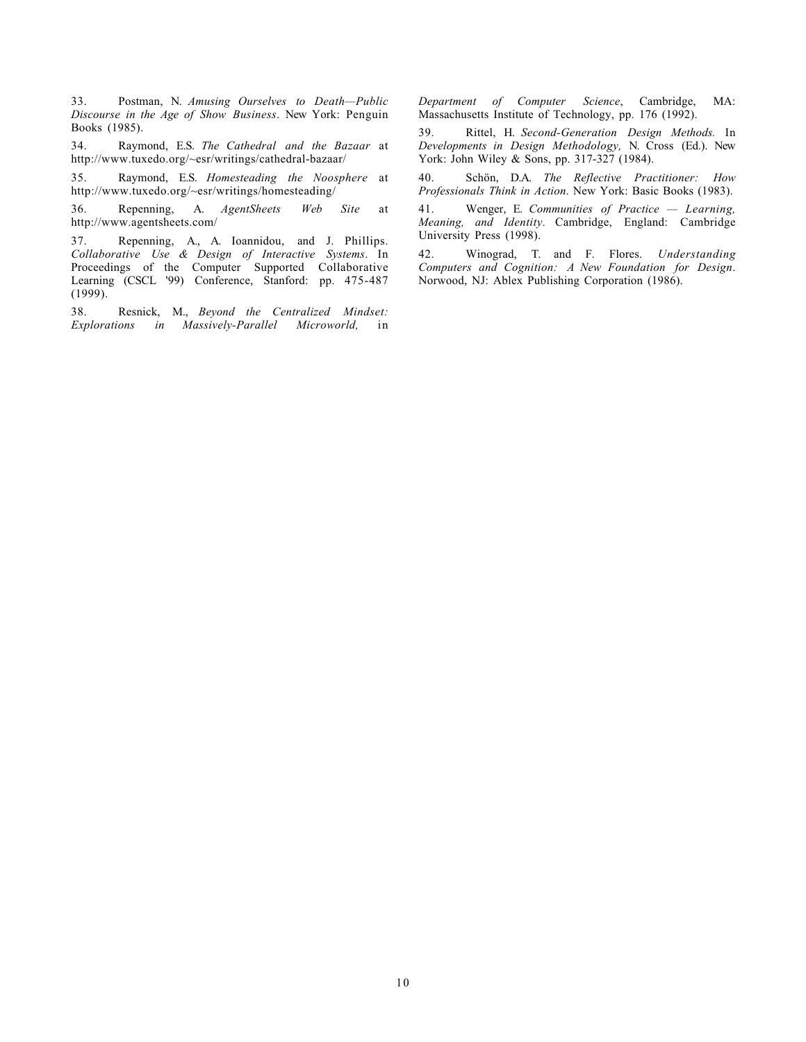33. Postman, N. *Amusing Ourselves to Death—Public Discourse in the Age of Show Business*. New York: Penguin Books (1985).

34. Raymond, E.S. *The Cathedral and the Bazaar* at http://www.tuxedo.org/~esr/writings/cathedral-bazaar/

35. Raymond, E.S. *Homesteading the Noosphere* at http://www.tuxedo.org/~esr/writings/homesteading/

36. Repenning, A. *AgentSheets Web Site* at http://www.agentsheets.com/

37. Repenning, A., A. Ioannidou, and J. Phillips. *Collaborative Use & Design of Interactive Systems*. In Proceedings of the Computer Supported Collaborative Learning (CSCL '99) Conference, Stanford: pp. 475-487 (1999).

38. Resnick, M., *Beyond the Centralized Mindset: Explorations in Massively-Parallel Microworld,* in *Department of Computer Science*, Cambridge, MA: Massachusetts Institute of Technology, pp. 176 (1992).

39. Rittel, H. *Second-Generation Design Methods.* In *Developments in Design Methodology,* N. Cross (Ed.). New York: John Wiley & Sons, pp. 317-327 (1984).

40. Schön, D.A. *The Reflective Practitioner: How Professionals Think in Action*. New York: Basic Books (1983).

41. Wenger, E. *Communities of Practice — Learning, Meaning, and Identity*. Cambridge, England: Cambridge University Press (1998).

42. Winograd, T. and F. Flores. *Understanding Computers and Cognition: A New Foundation for Design*. Norwood, NJ: Ablex Publishing Corporation (1986).